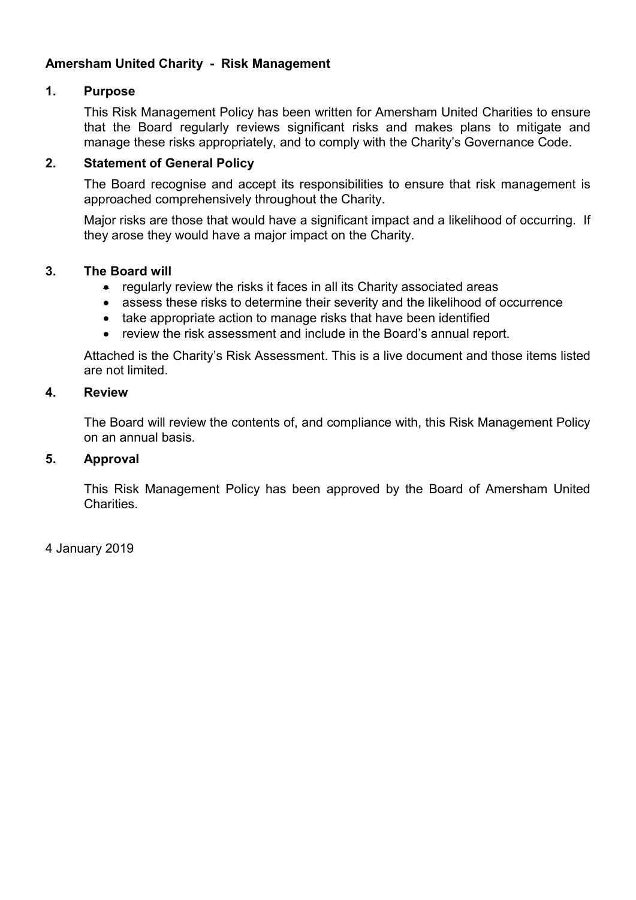**Amersham United Charity - Risk Management**

## 1. Purpose

This Risk Management Policy has been written for Amersham United Charities to ensure that the Board regularly reviews significant risks and makes plans to mitigate and manage these risks appropriately, and to comply with the Charity's Governance Code.

## 2. Statement of General Policy

The Board recognise and accept its responsibilities to ensure that risk management is approached comprehensively throughout the Charity.

Major risks are those that would have a significant impact and a likelihood of occurring. If they arose they would have a major impact on the Charity.

## 3. The Board will

- regularly review the risks it faces in all its Charity associated areas
- assess these risks to determine their severity and the likelihood of occurrence
- take appropriate action to manage risks that have been identified
- review the risk assessment and include in the Board's annual report.

Attached is the Charity's Risk Assessment. This is a live document and those items listed are not limited.

## 4. Review

The Board will review the contents of, and compliance with, this Risk Management Policy on an annual basis.

## 5. Approval

This Risk Management Policy has been approved by the Board of Amersham United Charities.

4 January 2019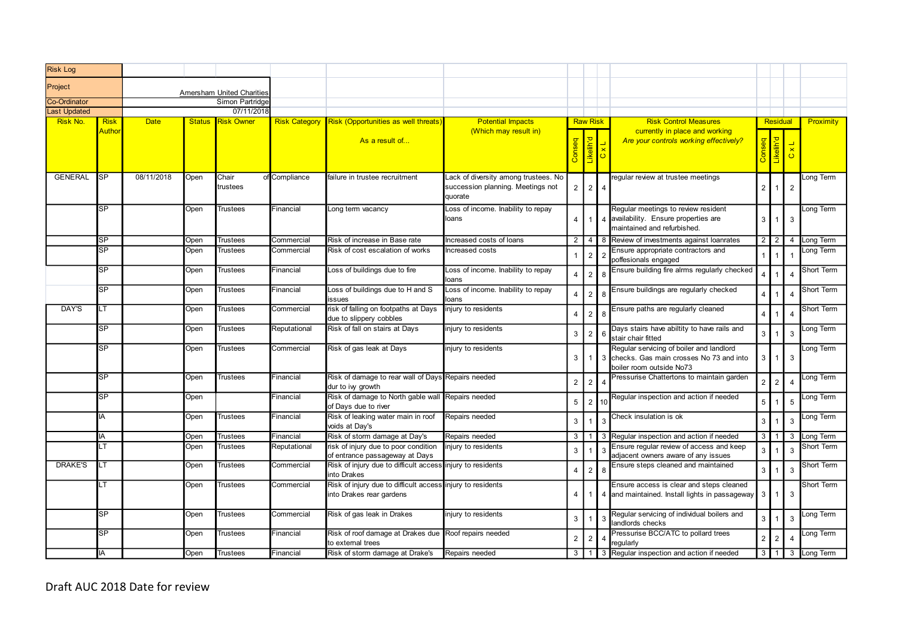| Risk Log | | | | | | | | | | | | | | | | |
|---|---|---|---|---|---|---|---|---|---|---|---|---|---|---|---|---|
| Project | | Amersham United Charities | | | | | | | | | | | | | | |
| Co-Ordinator | | Simon Partridge | | | | | | | | | | | | | | |
| Last Updated | | 07/11/2018 | | | | | | | | | | | | | | |
| Risk No. | Risk Author | Date | Status | Risk Owner | Risk Category | Risk (Opportunities as well threats) As a result of... | Potential Impacts (Which may result in) | Raw Risk | | | Risk Control Measures currently in place and working *Are your controls working effectively?* | Residual | | | Proximity |
| | | | | | | | | Conseq | Likelih'd | C x L | | Conseq | Likelih'd | C x L | |
| GENERAL | SP | 08/11/2018 | Open | Chair of trustees | Compliance | failure in trustee recruitment | Lack of diversity among trustees. No succession planning. Meetings not quorate | 2 | 2 | 4 | regular review at trustee meetings | 2 | 1 | 2 | Long Term |
| | SP | | Open | Trustees | Financial | Long term vacancy | Loss of income. Inability to repay loans | 4 | 1 | 4 | Regular meetings to review resident availability. Ensure properties are maintained and refurbished. | 3 | 1 | 3 | Long Term |
| | SP | | Open | Trustees | Commercial | Risk of increase in Base rate | Increased costs of loans | 2 | 4 | 8 | Review of investments against loanrates | 2 | 2 | 4 | Long Term |
| | SP | | Open | Trustees | Commercial | Risk of cost escalation of works | Increased costs | 1 | 2 | 2 | Ensure appropriate contractors and poffesionals engaged | 1 | 1 | 1 | Long Term |
| | SP | | Open | Trustees | Financial | Loss of buildings due to fire | Loss of income. Inability to repay loans | 4 | 2 | 8 | Ensure building fire alrms regularly checked | 4 | 1 | 4 | Short Term |
| | SP | | Open | Trustees | Financial | Loss of buildings due to H and S issues | Loss of income. Inability to repay loans | 4 | 2 | 8 | Ensure buildings are regularly checked | 4 | 1 | 4 | Short Term |
| DAY'S | LT | | Open | Trustees | Commercial | risk of falling on footpaths at Days due to slippery cobbles | injury to residents | 4 | 2 | 8 | Ensure paths are regularly cleaned | 4 | 1 | 4 | Short Term |
| | SP | | Open | Trustees | Reputational | Risk of fall on stairs at Days | injury to residents | 3 | 2 | 6 | Days stairs have abiltity to have rails and stair chair fitted | 3 | 1 | 3 | Long Term |
| | SP | | Open | Trustees | Commercial | Risk of gas leak at Days | injury to residents | 3 | 1 | 3 | Regular servicing of boiler and landlord checks. Gas main crosses No 73 and into boiler room outside No73 | 3 | 1 | 3 | Long Term |
| | SP | | Open | Trustees | Financial | Risk of damage to rear wall of Days dur to ivy growth | Repairs needed | 2 | 2 | 4 | Pressurise Chattertons to maintain garden | 2 | 2 | 4 | Long Term |
| | SP | | Open | | Financial | Risk of damage to North gable wall of Days due to river | Repairs needed | 5 | 2 | 10 | Regular inspection and action if needed | 5 | 1 | 5 | Long Term |
| | IA | | Open | Trustees | Financial | Risk of leaking water main in roof voids at Day's | Repairs needed | 3 | 1 | 3 | Check insulation is ok | 3 | 1 | 3 | Long Term |
| | IA | | Open | Trustees | Financial | Risk of storm damage at Day's | Repairs needed | 3 | 1 | 3 | Regular inspection and action if needed | 3 | 1 | 3 | Long Term |
| | LT | | Open | Trustees | Reputational | risk of injury due to poor condition of entrance passageway at Days | injury to residents | 3 | 1 | 3 | Ensure regular review of access and keep adjacent owners aware of any issues | 3 | 1 | 3 | Short Term |
| DRAKE'S | LT | | Open | Trustees | Commercial | Risk of injury due to difficult access into Drakes | injury to residents | 4 | 2 | 8 | Ensure steps cleaned and maintained | 3 | 1 | 3 | Short Term |
| | LT | | Open | Trustees | Commercial | Risk of injury due to difficult access into Drakes rear gardens | injury to residents | 4 | 1 | 4 | Ensure access is clear and steps cleaned and maintained. Install lights in passageway | 3 | 1 | 3 | Short Term |
| | SP | | Open | Trustees | Commercial | Risk of gas leak in Drakes | injury to residents | 3 | 1 | 3 | Regular servicing of individual boilers and landlords checks | 3 | 1 | 3 | Long Term |
| | SP | | Open | Trustees | Financial | Risk of roof damage at Drakes due to external trees | Roof repairs needed | 2 | 2 | 4 | Pressurise BCC/ATC to pollard trees regularly | 2 | 2 | 4 | Long Term |
| | IA | | Open | Trustees | Financial | Risk of storm damage at Drake's | Repairs needed | 3 | 1 | 3 | Regular inspection and action if needed | 3 | 1 | 3 | Long Term |

Draft AUC 2018 Date for review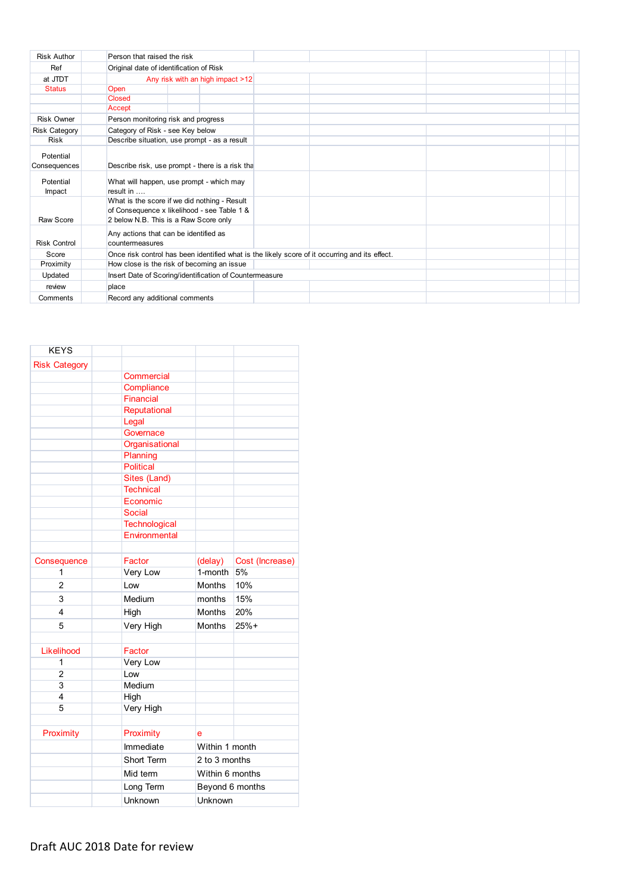| | | |
|---|---|---|
| Risk Author | | Person that raised the risk |
| Ref | | Original date of identification of Risk |
| at JTDT | | Any risk with an high impact >12 |
| Status | | Open |
| | | Closed |
| | | Accept |
| Risk Owner | | Person monitoring risk and progress |
| Risk Category | | Category of Risk - see Key below |
| Risk | | Describe situation, use prompt - as a result |
| Potential Consequences | | Describe risk, use prompt - there is a risk tha |
| Potential Impact | | What will happen, use prompt - which may result in .... |
| Raw Score | | What is the score if we did nothing - Result of Consequence x likelihood - see Table 1 & 2 below N.B. This is a Raw Score only |
| Risk Control | | Any actions that can be identified as countermeasures |
| Score | | Once risk control has been identified what is the likely score of it occurring and its effect. |
| Proximity | | How close is the risk of becoming an issue |
| Updated | | Insert Date of Scoring/identification of Countermeasure |
| review | | place |
| Comments | | Record any additional comments |

| KEYS | | | | |
|---|---|---|---|---|
| Risk Category | | | | |
| | | Commercial | | |
| | | Compliance | | |
| | | Financial | | |
| | | Reputational | | |
| | | Legal | | |
| | | Governace | | |
| | | Organisational | | |
| | | Planning | | |
| | | Political | | |
| | | Sites (Land) | | |
| | | Technical | | |
| | | Economic | | |
| | | Social | | |
| | | Technological | | |
| | | Environmental | | |
| | | | | |
| Consequence | | Factor | (delay) | Cost (Increase) |
| 1 | | Very Low | 1-month | 5% |
| 2 | | Low | Months | 10% |
| 3 | | Medium | months | 15% |
| 4 | | High | Months | 20% |
| 5 | | Very High | Months | 25%+ |
| | | | | |
| Likelihood | | Factor | | |
| 1 | | Very Low | | |
| 2 | | Low | | |
| 3 | | Medium | | |
| 4 | | High | | |
| 5 | | Very High | | |
| | | | | |
| Proximity | | Proximity | e | |
| | | Immediate | Within 1 month | |
| | | Short Term | 2 to 3 months | |
| | | Mid term | Within 6 months | |
| | | Long Term | Beyond 6 months | |
| | | Unknown | Unknown | |

Draft AUC 2018 Date for review